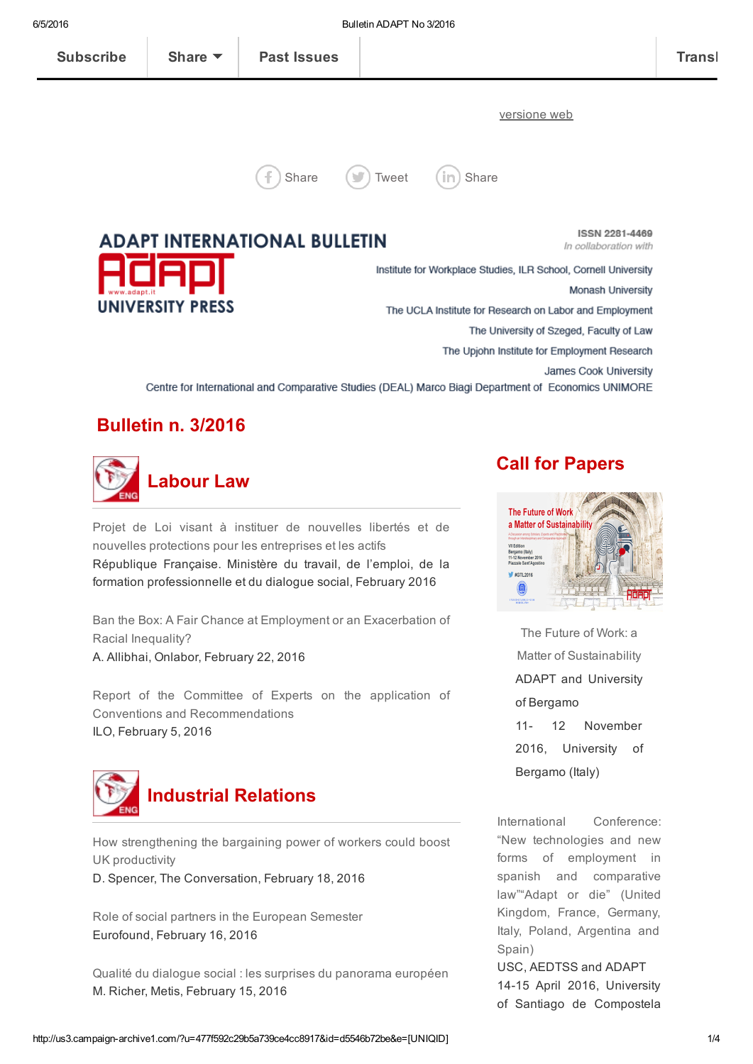Subscribe | Share | Past Issues | Transl

versione web

Share Tweet Share

# ADAPT INTERNATIONAL BULLETIN

ADAPT UNIVERSITY PRESS

ISSN 2281-4469

*In collaboration with*

Institute for Workplace Studies, ILR School, Cornell University

Monash University

The UCLA Institute for Research on Labor and Employment

The University of Szeged, Faculty of Law

The Upjohn Institute for Employment Research

James Cook University

Centre for International and Comparative Studies (DEAL) Marco Biagi Department of Economics UNIMORE

## Bulletin n. 3/2016

### Labour Law

Projet de Loi visant à instituer de nouvelles libertés et de nouvelles protections pour les entreprises et les actifs
République Française. Ministère du travail, de l'emploi, de la formation professionnelle et du dialogue social, February 2016

Ban the Box: A Fair Chance at Employment or an Exacerbation of Racial Inequality?
A. Allibhai, Onlabor, February 22, 2016

Report of the Committee of Experts on the application of Conventions and Recommendations
ILO, February 5, 2016

### Industrial Relations

How strengthening the bargaining power of workers could boost UK productivity
D. Spencer, The Conversation, February 18, 2016

Role of social partners in the European Semester
Eurofound, February 16, 2016

Qualité du dialogue social : les surprises du panorama européen
M. Richer, Metis, February 15, 2016

### Call for Papers

The Future of Work: a Matter of Sustainability
ADAPT and University of Bergamo
11- 12 November 2016, University of Bergamo (Italy)

International Conference: "New technologies and new forms of employment in spanish and comparative law""Adapt or die" (United Kingdom, France, Germany, Italy, Poland, Argentina and Spain)
USC, AEDTSS and ADAPT
14-15 April 2016, University of Santiago de Compostela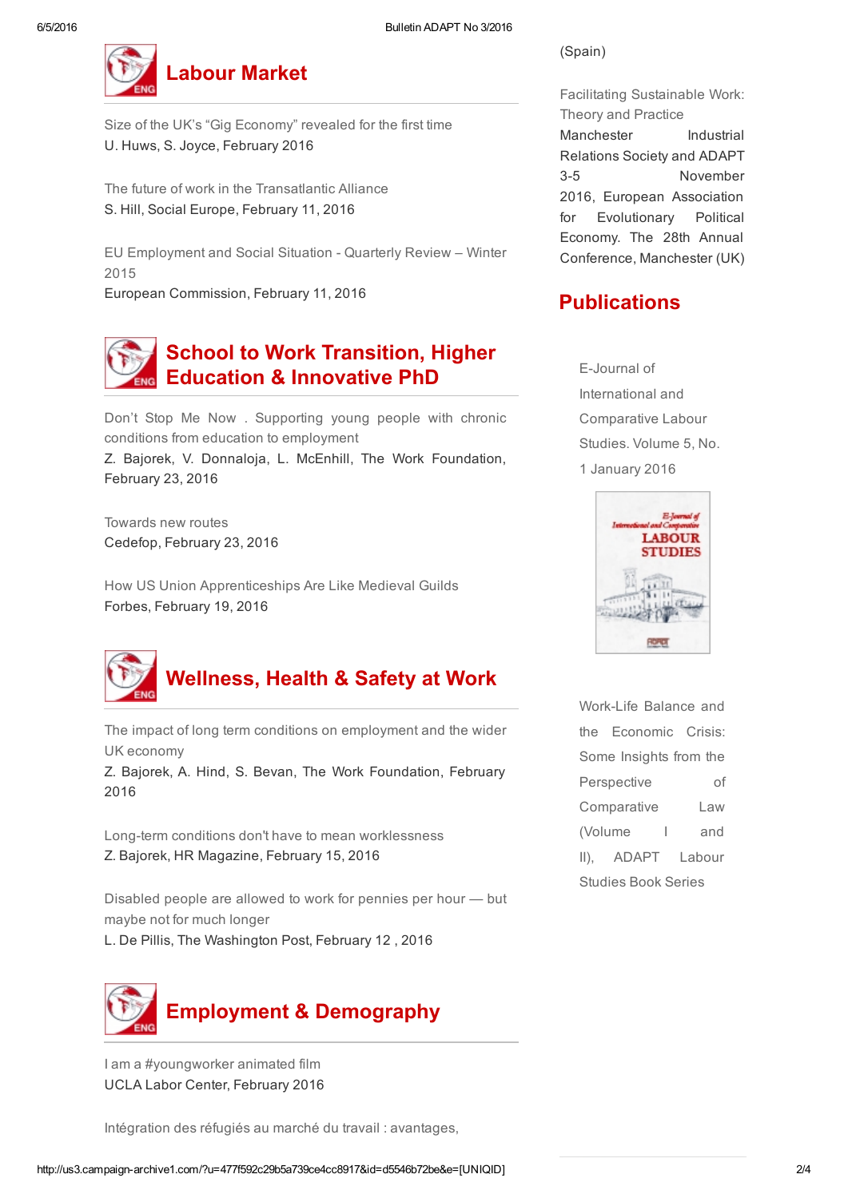## Labour Market

Size of the UK's "Gig Economy" revealed for the first time
U. Huws, S. Joyce, February 2016

The future of work in the Transatlantic Alliance
S. Hill, Social Europe, February 11, 2016

EU Employment and Social Situation - Quarterly Review – Winter 2015
European Commission, February 11, 2016

## School to Work Transition, Higher Education & Innovative PhD

Don't Stop Me Now . Supporting young people with chronic conditions from education to employment
Z. Bajorek, V. Donnaloja, L. McEnhill, The Work Foundation, February 23, 2016

Towards new routes
Cedefop, February 23, 2016

How US Union Apprenticeships Are Like Medieval Guilds
Forbes, February 19, 2016

## Wellness, Health & Safety at Work

The impact of long term conditions on employment and the wider UK economy
Z. Bajorek, A. Hind, S. Bevan, The Work Foundation, February 2016

Long-term conditions don't have to mean worklessness
Z. Bajorek, HR Magazine, February 15, 2016

Disabled people are allowed to work for pennies per hour — but maybe not for much longer
L. De Pillis, The Washington Post, February 12 , 2016

## Employment & Demography

I am a #youngworker animated film
UCLA Labor Center, February 2016

Intégration des réfugiés au marché du travail : avantages,

(Spain)

Facilitating Sustainable Work: Theory and Practice
Manchester Industrial Relations Society and ADAPT
3-5 November 2016, European Association for Evolutionary Political Economy. The 28th Annual Conference, Manchester (UK)

## Publications

E-Journal of International and Comparative Labour Studies. Volume 5, No. 1 January 2016

Work-Life Balance and the Economic Crisis: Some Insights from the Perspective of Comparative Law (Volume I and II), ADAPT Labour Studies Book Series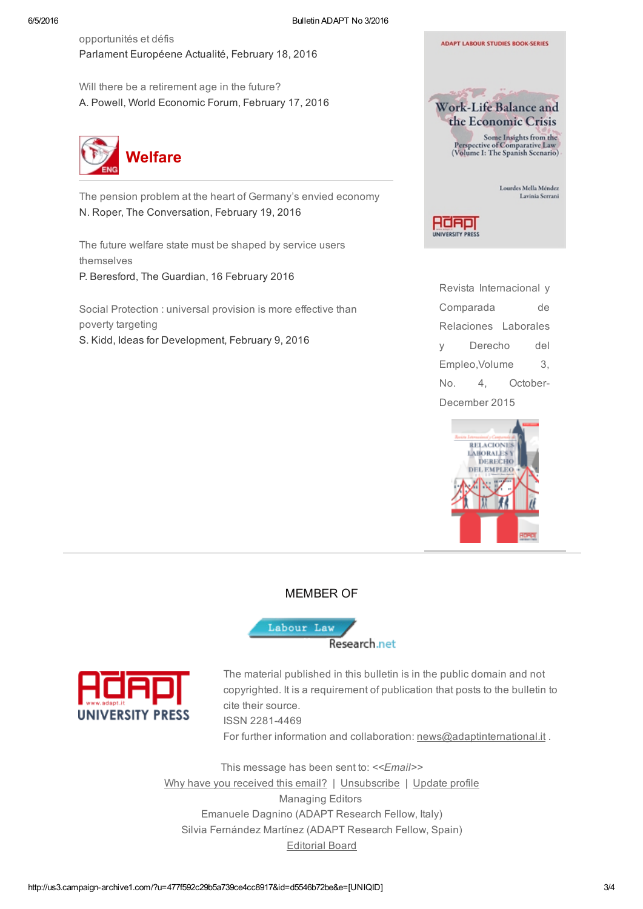opportunités et défis
Parlament Européene Actualité, February 18, 2016

Will there be a retirement age in the future?
A. Powell, World Economic Forum, February 17, 2016

## Welfare

The pension problem at the heart of Germany's envied economy
N. Roper, The Conversation, February 19, 2016

The future welfare state must be shaped by service users themselves
P. Beresford, The Guardian, 16 February 2016

Social Protection : universal provision is more effective than poverty targeting
S. Kidd, Ideas for Development, February 9, 2016

ADAPT LABOUR STUDIES BOOK-SERIES

Work-Life Balance and the Economic Crisis
Some Insights from the Perspective of Comparative Law (Volume I: The Spanish Scenario)

Lourdes Mella Méndez
Lavinia Serrani

ADAPT UNIVERSITY PRESS

Revista Internacional y Comparada de Relaciones Laborales y Derecho del Empleo,Volume 3, No. 4, October-December 2015

MEMBER OF

Labour Law Research.net

ADAPT UNIVERSITY PRESS

The material published in this bulletin is in the public domain and not copyrighted. It is a requirement of publication that posts to the bulletin to cite their source.
ISSN 2281-4469
For further information and collaboration: news@adaptinternational.it .

This message has been sent to: <<*Email*>>
Why have you received this email? | Unsubscribe | Update profile
Managing Editors
Emanuele Dagnino (ADAPT Research Fellow, Italy)
Silvia Fernández Martínez (ADAPT Research Fellow, Spain)
Editorial Board